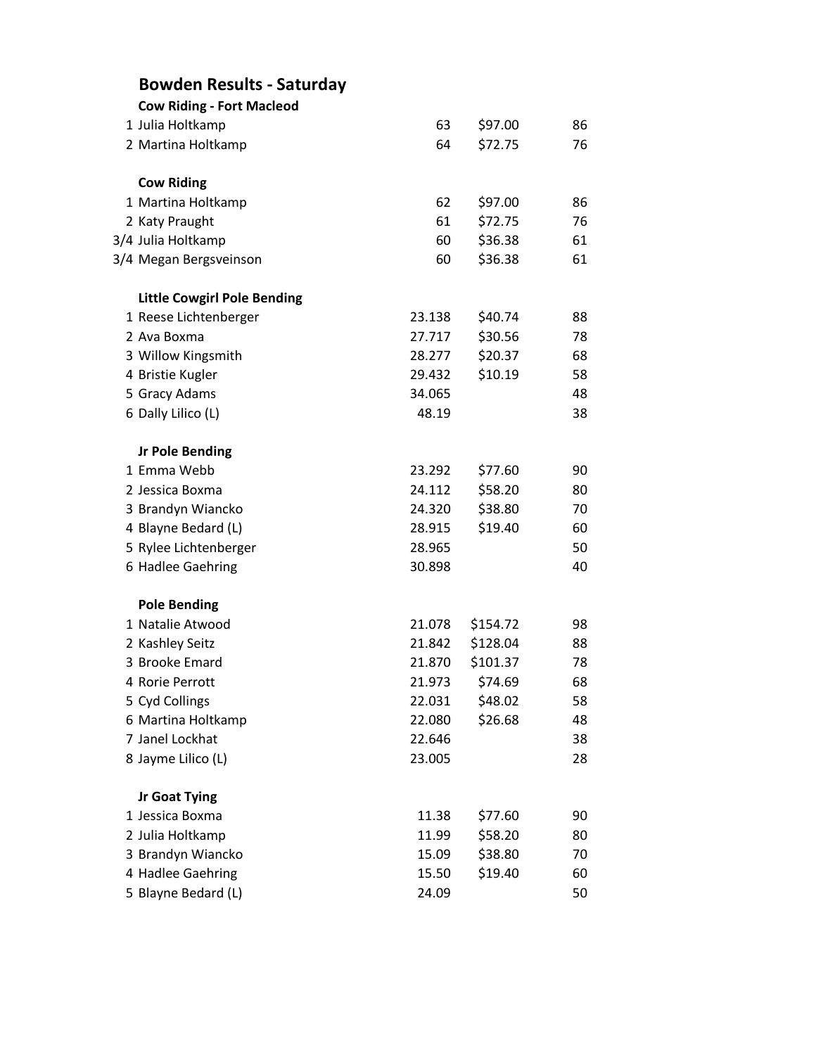# Bowden Results - Saturday

### Cow Riding - Fort Macleod

| | | | | |
|---|---|---|---|---|
| 1 | Julia Holtkamp | 63 | $97.00 | 86 |
| 2 | Martina Holtkamp | 64 | $72.75 | 76 |

### Cow Riding

| | | | | |
|---|---|---|---|---|
| 1 | Martina Holtkamp | 62 | $97.00 | 86 |
| 2 | Katy Praught | 61 | $72.75 | 76 |
| 3/4 | Julia Holtkamp | 60 | $36.38 | 61 |
| 3/4 | Megan Bergsveinson | 60 | $36.38 | 61 |

### Little Cowgirl Pole Bending

| | | | | |
|---|---|---|---|---|
| 1 | Reese Lichtenberger | 23.138 | $40.74 | 88 |
| 2 | Ava Boxma | 27.717 | $30.56 | 78 |
| 3 | Willow Kingsmith | 28.277 | $20.37 | 68 |
| 4 | Bristie Kugler | 29.432 | $10.19 | 58 |
| 5 | Gracy Adams | 34.065 | | 48 |
| 6 | Dally Lilico (L) | 48.19 | | 38 |

### Jr Pole Bending

| | | | | |
|---|---|---|---|---|
| 1 | Emma Webb | 23.292 | $77.60 | 90 |
| 2 | Jessica Boxma | 24.112 | $58.20 | 80 |
| 3 | Brandyn Wiancko | 24.320 | $38.80 | 70 |
| 4 | Blayne Bedard (L) | 28.915 | $19.40 | 60 |
| 5 | Rylee Lichtenberger | 28.965 | | 50 |
| 6 | Hadlee Gaehring | 30.898 | | 40 |

### Pole Bending

| | | | | |
|---|---|---|---|---|
| 1 | Natalie Atwood | 21.078 | $154.72 | 98 |
| 2 | Kashley Seitz | 21.842 | $128.04 | 88 |
| 3 | Brooke Emard | 21.870 | $101.37 | 78 |
| 4 | Rorie Perrott | 21.973 | $74.69 | 68 |
| 5 | Cyd Collings | 22.031 | $48.02 | 58 |
| 6 | Martina Holtkamp | 22.080 | $26.68 | 48 |
| 7 | Janel Lockhat | 22.646 | | 38 |
| 8 | Jayme Lilico (L) | 23.005 | | 28 |

### Jr Goat Tying

| | | | | |
|---|---|---|---|---|
| 1 | Jessica Boxma | 11.38 | $77.60 | 90 |
| 2 | Julia Holtkamp | 11.99 | $58.20 | 80 |
| 3 | Brandyn Wiancko | 15.09 | $38.80 | 70 |
| 4 | Hadlee Gaehring | 15.50 | $19.40 | 60 |
| 5 | Blayne Bedard (L) | 24.09 | | 50 |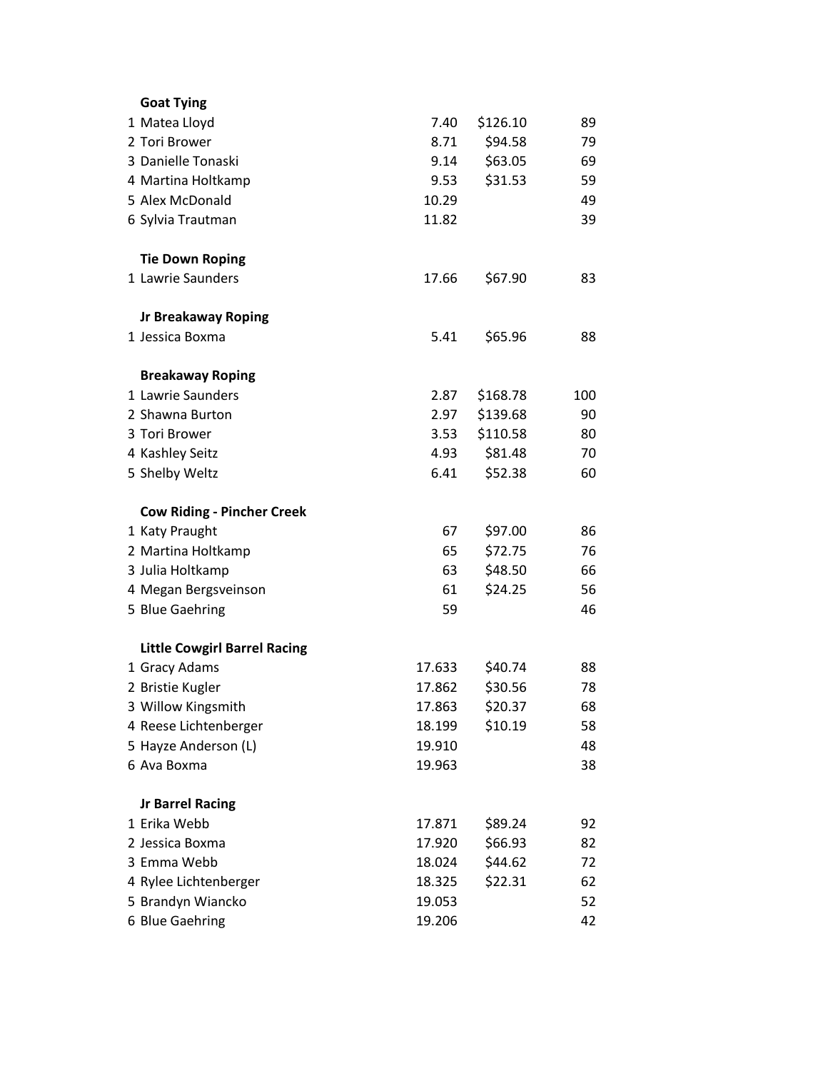**Goat Tying**

| | | | | |
|---|---|---|---|---|
| 1 | Matea Lloyd | 7.40 | $126.10 | 89 |
| 2 | Tori Brower | 8.71 | $94.58 | 79 |
| 3 | Danielle Tonaski | 9.14 | $63.05 | 69 |
| 4 | Martina Holtkamp | 9.53 | $31.53 | 59 |
| 5 | Alex McDonald | 10.29 | | 49 |
| 6 | Sylvia Trautman | 11.82 | | 39 |

**Tie Down Roping**

| | | | | |
|---|---|---|---|---|
| 1 | Lawrie Saunders | 17.66 | $67.90 | 83 |

**Jr Breakaway Roping**

| | | | | |
|---|---|---|---|---|
| 1 | Jessica Boxma | 5.41 | $65.96 | 88 |

**Breakaway Roping**

| | | | | |
|---|---|---|---|---|
| 1 | Lawrie Saunders | 2.87 | $168.78 | 100 |
| 2 | Shawna Burton | 2.97 | $139.68 | 90 |
| 3 | Tori Brower | 3.53 | $110.58 | 80 |
| 4 | Kashley Seitz | 4.93 | $81.48 | 70 |
| 5 | Shelby Weltz | 6.41 | $52.38 | 60 |

**Cow Riding - Pincher Creek**

| | | | | |
|---|---|---|---|---|
| 1 | Katy Praught | 67 | $97.00 | 86 |
| 2 | Martina Holtkamp | 65 | $72.75 | 76 |
| 3 | Julia Holtkamp | 63 | $48.50 | 66 |
| 4 | Megan Bergsveinson | 61 | $24.25 | 56 |
| 5 | Blue Gaehring | 59 | | 46 |

**Little Cowgirl Barrel Racing**

| | | | | |
|---|---|---|---|---|
| 1 | Gracy Adams | 17.633 | $40.74 | 88 |
| 2 | Bristie Kugler | 17.862 | $30.56 | 78 |
| 3 | Willow Kingsmith | 17.863 | $20.37 | 68 |
| 4 | Reese Lichtenberger | 18.199 | $10.19 | 58 |
| 5 | Hayze Anderson (L) | 19.910 | | 48 |
| 6 | Ava Boxma | 19.963 | | 38 |

**Jr Barrel Racing**

| | | | | |
|---|---|---|---|---|
| 1 | Erika Webb | 17.871 | $89.24 | 92 |
| 2 | Jessica Boxma | 17.920 | $66.93 | 82 |
| 3 | Emma Webb | 18.024 | $44.62 | 72 |
| 4 | Rylee Lichtenberger | 18.325 | $22.31 | 62 |
| 5 | Brandyn Wiancko | 19.053 | | 52 |
| 6 | Blue Gaehring | 19.206 | | 42 |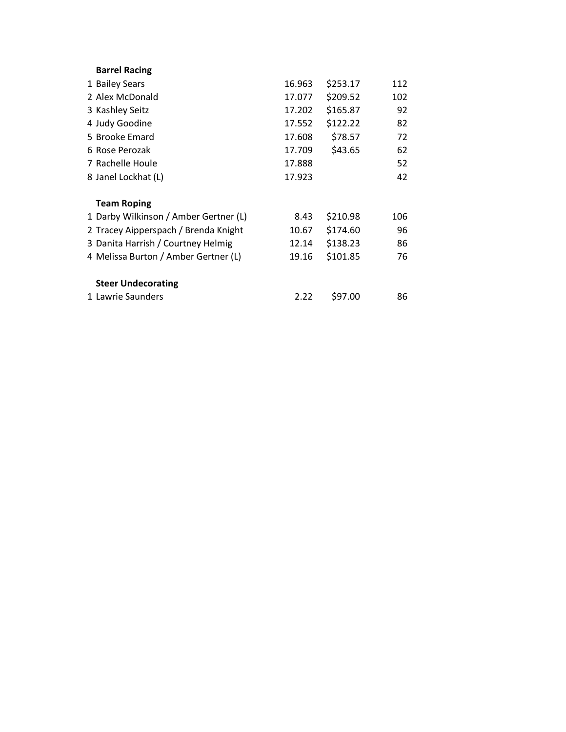### Barrel Racing

| | | | | |
|---|---|---|---|---|
| 1 | Bailey Sears | 16.963 | $253.17 | 112 |
| 2 | Alex McDonald | 17.077 | $209.52 | 102 |
| 3 | Kashley Seitz | 17.202 | $165.87 | 92 |
| 4 | Judy Goodine | 17.552 | $122.22 | 82 |
| 5 | Brooke Emard | 17.608 | $78.57 | 72 |
| 6 | Rose Perozak | 17.709 | $43.65 | 62 |
| 7 | Rachelle Houle | 17.888 | | 52 |
| 8 | Janel Lockhat (L) | 17.923 | | 42 |

### Team Roping

| | | | | |
|---|---|---|---|---|
| 1 | Darby Wilkinson / Amber Gertner (L) | 8.43 | $210.98 | 106 |
| 2 | Tracey Aipperspach / Brenda Knight | 10.67 | $174.60 | 96 |
| 3 | Danita Harrish / Courtney Helmig | 12.14 | $138.23 | 86 |
| 4 | Melissa Burton / Amber Gertner (L) | 19.16 | $101.85 | 76 |

### Steer Undecorating

| | | | | |
|---|---|---|---|---|
| 1 | Lawrie Saunders | 2.22 | $97.00 | 86 |